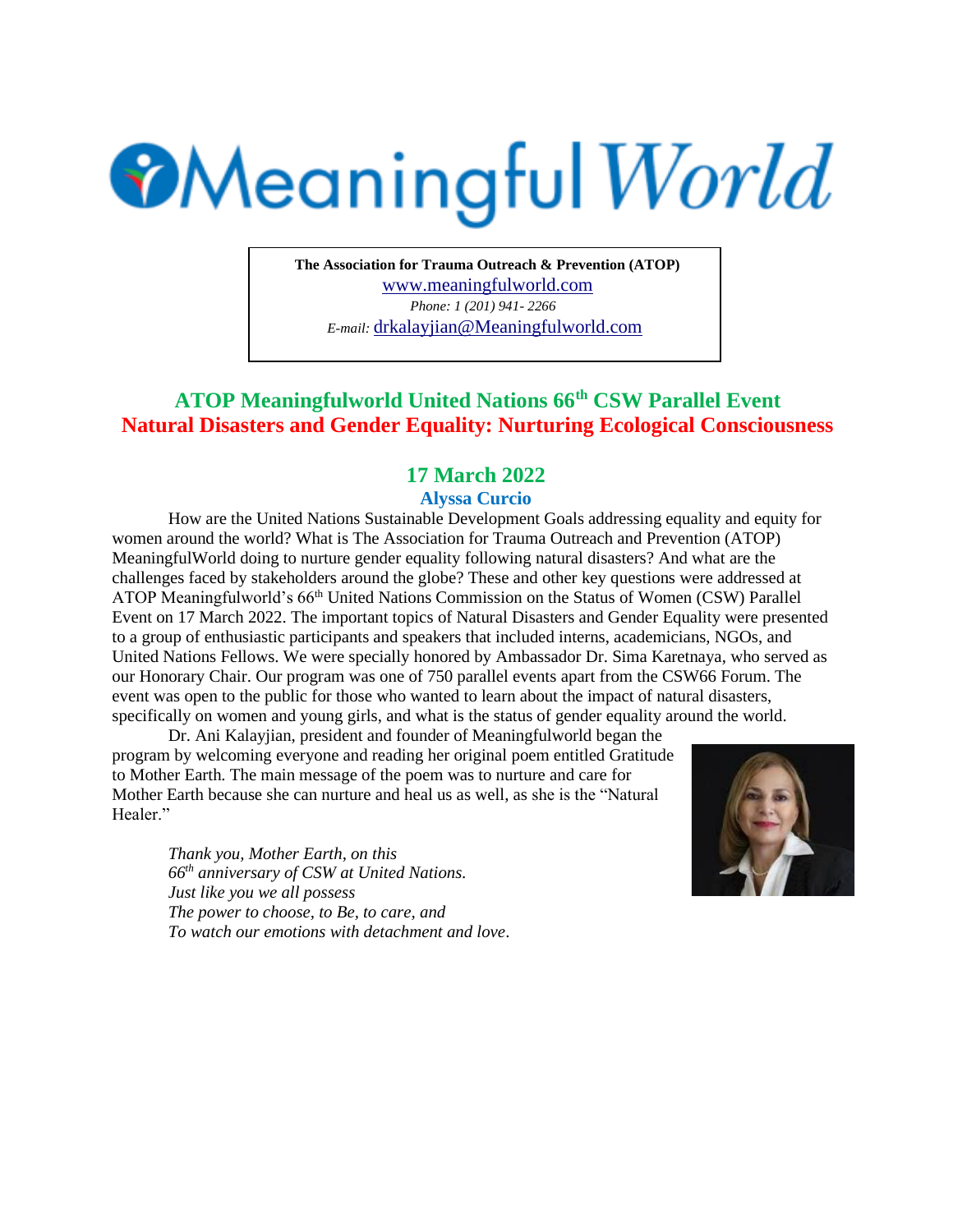# Meaningful World

**The Association for Trauma Outreach & Prevention (ATOP)**
www.meaningfulworld.com
*Phone: 1 (201) 941- 2266*
*E-mail:* drkalayjian@Meaningfulworld.com

## ATOP Meaningfulworld United Nations 66th CSW Parallel Event
## Natural Disasters and Gender Equality: Nurturing Ecological Consciousness

### 17 March 2022
**Alyssa Curcio**

How are the United Nations Sustainable Development Goals addressing equality and equity for women around the world? What is The Association for Trauma Outreach and Prevention (ATOP) MeaningfulWorld doing to nurture gender equality following natural disasters? And what are the challenges faced by stakeholders around the globe? These and other key questions were addressed at ATOP Meaningfulworld's 66th United Nations Commission on the Status of Women (CSW) Parallel Event on 17 March 2022. The important topics of Natural Disasters and Gender Equality were presented to a group of enthusiastic participants and speakers that included interns, academicians, NGOs, and United Nations Fellows. We were specially honored by Ambassador Dr. Sima Karetnaya, who served as our Honorary Chair. Our program was one of 750 parallel events apart from the CSW66 Forum. The event was open to the public for those who wanted to learn about the impact of natural disasters, specifically on women and young girls, and what is the status of gender equality around the world.

Dr. Ani Kalayjian, president and founder of Meaningfulworld began the program by welcoming everyone and reading her original poem entitled Gratitude to Mother Earth. The main message of the poem was to nurture and care for Mother Earth because she can nurture and heal us as well, as she is the "Natural Healer."

*Thank you, Mother Earth, on this*
*66th anniversary of CSW at United Nations.*
*Just like you we all possess*
*The power to choose, to Be, to care, and*
*To watch our emotions with detachment and love*.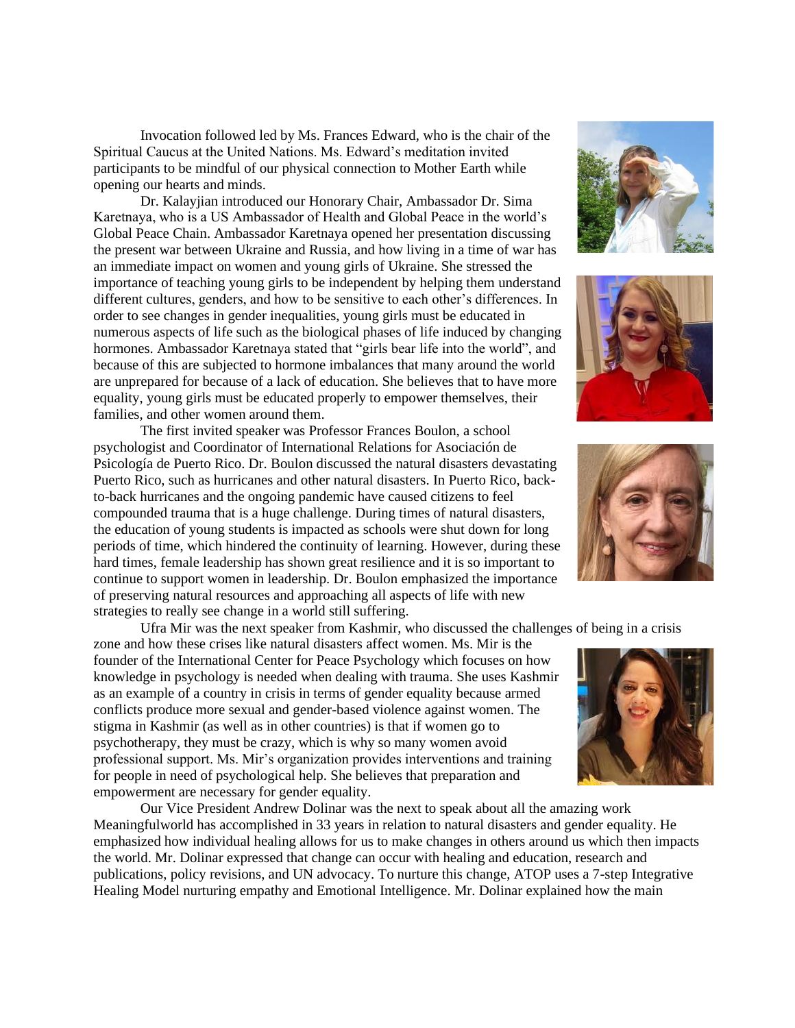Invocation followed led by Ms. Frances Edward, who is the chair of the Spiritual Caucus at the United Nations. Ms. Edward's meditation invited participants to be mindful of our physical connection to Mother Earth while opening our hearts and minds.

Dr. Kalayjian introduced our Honorary Chair, Ambassador Dr. Sima Karetnaya, who is a US Ambassador of Health and Global Peace in the world's Global Peace Chain. Ambassador Karetnaya opened her presentation discussing the present war between Ukraine and Russia, and how living in a time of war has an immediate impact on women and young girls of Ukraine. She stressed the importance of teaching young girls to be independent by helping them understand different cultures, genders, and how to be sensitive to each other's differences. In order to see changes in gender inequalities, young girls must be educated in numerous aspects of life such as the biological phases of life induced by changing hormones. Ambassador Karetnaya stated that "girls bear life into the world", and because of this are subjected to hormone imbalances that many around the world are unprepared for because of a lack of education. She believes that to have more equality, young girls must be educated properly to empower themselves, their families, and other women around them.

The first invited speaker was Professor Frances Boulon, a school psychologist and Coordinator of International Relations for Asociación de Psicología de Puerto Rico. Dr. Boulon discussed the natural disasters devastating Puerto Rico, such as hurricanes and other natural disasters. In Puerto Rico, back-to-back hurricanes and the ongoing pandemic have caused citizens to feel compounded trauma that is a huge challenge. During times of natural disasters, the education of young students is impacted as schools were shut down for long periods of time, which hindered the continuity of learning. However, during these hard times, female leadership has shown great resilience and it is so important to continue to support women in leadership. Dr. Boulon emphasized the importance of preserving natural resources and approaching all aspects of life with new strategies to really see change in a world still suffering.

Ufra Mir was the next speaker from Kashmir, who discussed the challenges of being in a crisis zone and how these crises like natural disasters affect women. Ms. Mir is the founder of the International Center for Peace Psychology which focuses on how knowledge in psychology is needed when dealing with trauma. She uses Kashmir as an example of a country in crisis in terms of gender equality because armed conflicts produce more sexual and gender-based violence against women. The stigma in Kashmir (as well as in other countries) is that if women go to psychotherapy, they must be crazy, which is why so many women avoid professional support. Ms. Mir's organization provides interventions and training for people in need of psychological help. She believes that preparation and empowerment are necessary for gender equality.

Our Vice President Andrew Dolinar was the next to speak about all the amazing work Meaningfulworld has accomplished in 33 years in relation to natural disasters and gender equality. He emphasized how individual healing allows for us to make changes in others around us which then impacts the world. Mr. Dolinar expressed that change can occur with healing and education, research and publications, policy revisions, and UN advocacy. To nurture this change, ATOP uses a 7-step Integrative Healing Model nurturing empathy and Emotional Intelligence. Mr. Dolinar explained how the main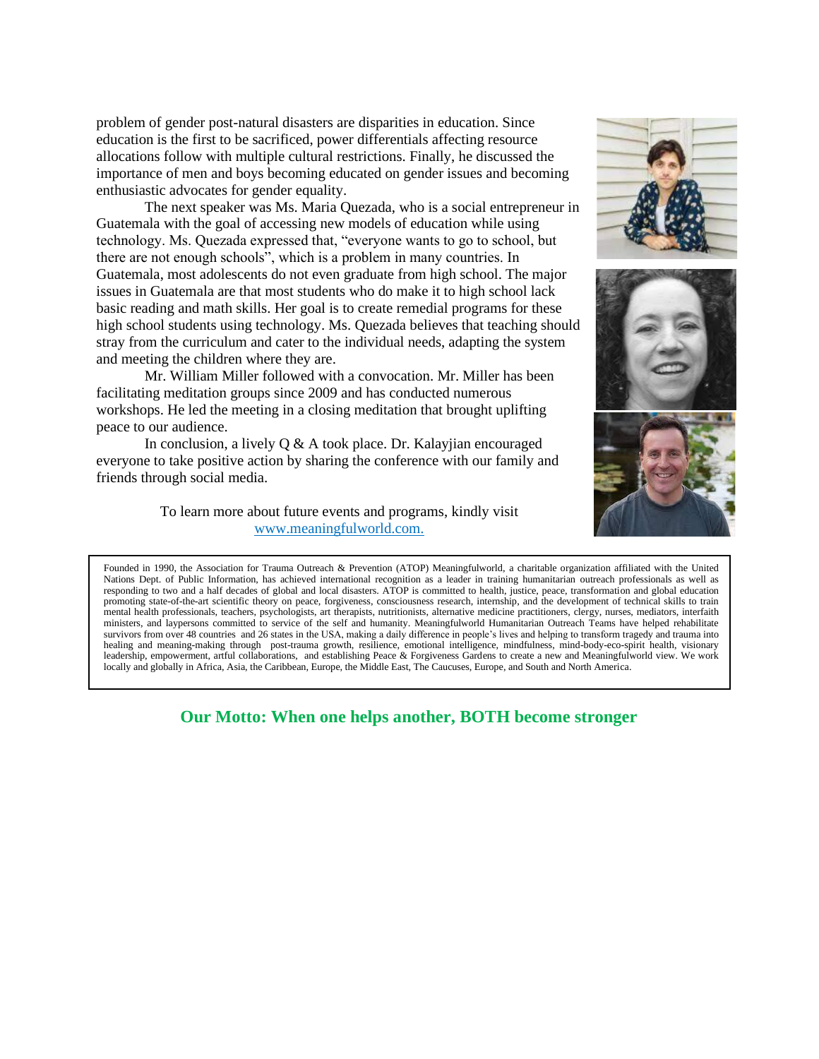problem of gender post-natural disasters are disparities in education. Since education is the first to be sacrificed, power differentials affecting resource allocations follow with multiple cultural restrictions. Finally, he discussed the importance of men and boys becoming educated on gender issues and becoming enthusiastic advocates for gender equality.

The next speaker was Ms. Maria Quezada, who is a social entrepreneur in Guatemala with the goal of accessing new models of education while using technology. Ms. Quezada expressed that, "everyone wants to go to school, but there are not enough schools", which is a problem in many countries. In Guatemala, most adolescents do not even graduate from high school. The major issues in Guatemala are that most students who do make it to high school lack basic reading and math skills. Her goal is to create remedial programs for these high school students using technology. Ms. Quezada believes that teaching should stray from the curriculum and cater to the individual needs, adapting the system and meeting the children where they are.

Mr. William Miller followed with a convocation. Mr. Miller has been facilitating meditation groups since 2009 and has conducted numerous workshops. He led the meeting in a closing meditation that brought uplifting peace to our audience.

In conclusion, a lively Q & A took place. Dr. Kalayjian encouraged everyone to take positive action by sharing the conference with our family and friends through social media.

To learn more about future events and programs, kindly visit [www.meaningfulworld.com.](http://www.meaningfulworld.com)

Founded in 1990, the Association for Trauma Outreach & Prevention (ATOP) Meaningfulworld, a charitable organization affiliated with the United Nations Dept. of Public Information, has achieved international recognition as a leader in training humanitarian outreach professionals as well as responding to two and a half decades of global and local disasters. ATOP is committed to health, justice, peace, transformation and global education promoting state-of-the-art scientific theory on peace, forgiveness, consciousness research, internship, and the development of technical skills to train mental health professionals, teachers, psychologists, art therapists, nutritionists, alternative medicine practitioners, clergy, nurses, mediators, interfaith ministers, and laypersons committed to service of the self and humanity. Meaningfulworld Humanitarian Outreach Teams have helped rehabilitate survivors from over 48 countries and 26 states in the USA, making a daily difference in people's lives and helping to transform tragedy and trauma into healing and meaning-making through post-trauma growth, resilience, emotional intelligence, mindfulness, mind-body-eco-spirit health, visionary leadership, empowerment, artful collaborations, and establishing Peace & Forgiveness Gardens to create a new and Meaningfulworld view. We work locally and globally in Africa, Asia, the Caribbean, Europe, the Middle East, The Caucuses, Europe, and South and North America.

**Our Motto: When one helps another, BOTH become stronger**